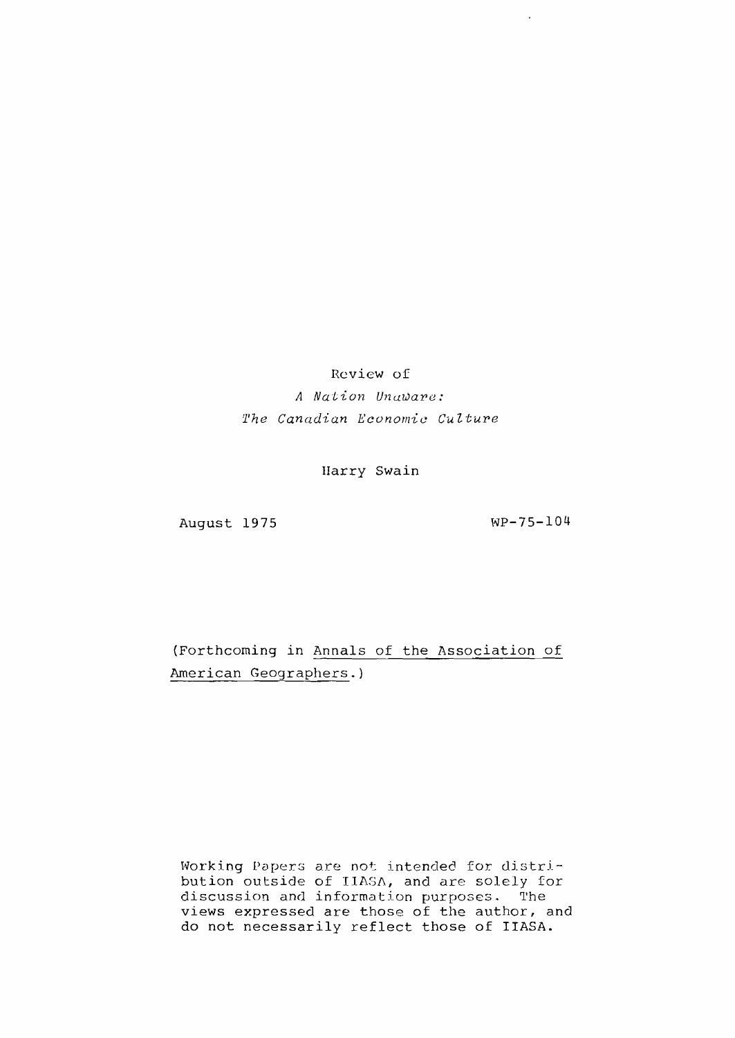Review of

*A Nation Unaware:*
*The Canadian Economic Culture*

Harry Swain

August 1975

WP-75-104

(Forthcoming in Annals of the Association of American Geographers.)

Working Papers are not intended for distribution outside of IIASA, and are solely for discussion and information purposes. The views expressed are those of the author, and do not necessarily reflect those of IIASA.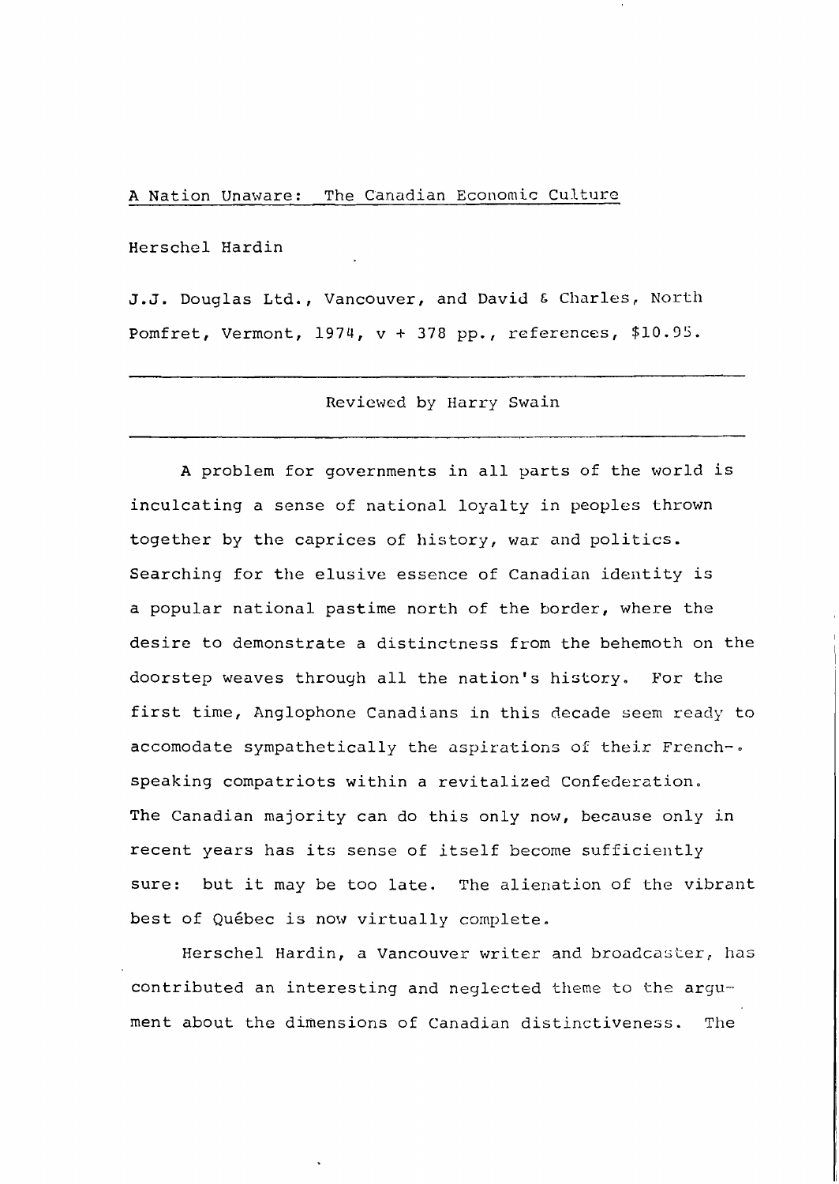A Nation Unaware: The Canadian Economic Culture

Herschel Hardin

J.J. Douglas Ltd., Vancouver, and David & Charles, North Pomfret, Vermont, 1974, v + 378 pp., references, $10.95.

---

Reviewed by Harry Swain

---

A problem for governments in all parts of the world is inculcating a sense of national loyalty in peoples thrown together by the caprices of history, war and politics. Searching for the elusive essence of Canadian identity is a popular national pastime north of the border, where the desire to demonstrate a distinctness from the behemoth on the doorstep weaves through all the nation's history. For the first time, Anglophone Canadians in this decade seem ready to accomodate sympathetically the aspirations of their French-speaking compatriots within a revitalized Confederation. The Canadian majority can do this only now, because only in recent years has its sense of itself become sufficiently sure: but it may be too late. The alienation of the vibrant best of Québec is now virtually complete.

Herschel Hardin, a Vancouver writer and broadcaster, has contributed an interesting and neglected theme to the argument about the dimensions of Canadian distinctiveness. The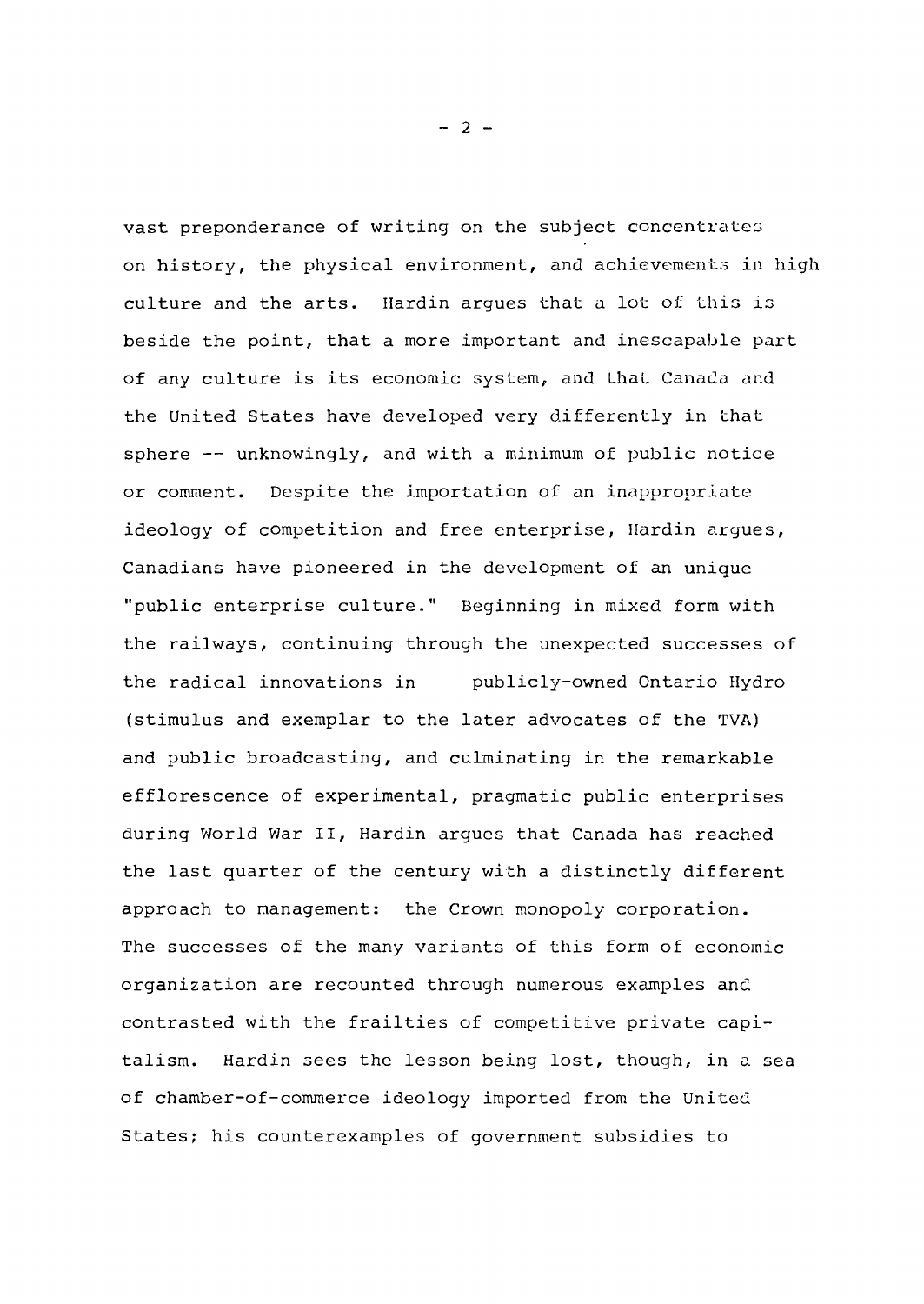vast preponderance of writing on the subject concentrates on history, the physical environment, and achievements in high culture and the arts. Hardin argues that a lot of this is beside the point, that a more important and inescapable part of any culture is its economic system, and that Canada and the United States have developed very differently in that sphere -- unknowingly, and with a minimum of public notice or comment. Despite the importation of an inappropriate ideology of competition and free enterprise, Hardin argues, Canadians have pioneered in the development of an unique "public enterprise culture." Beginning in mixed form with the railways, continuing through the unexpected successes of the radical innovations in publicly-owned Ontario Hydro (stimulus and exemplar to the later advocates of the TVA) and public broadcasting, and culminating in the remarkable efflorescence of experimental, pragmatic public enterprises during World War II, Hardin argues that Canada has reached the last quarter of the century with a distinctly different approach to management: the Crown monopoly corporation. The successes of the many variants of this form of economic organization are recounted through numerous examples and contrasted with the frailties of competitive private capitalism. Hardin sees the lesson being lost, though, in a sea of chamber-of-commerce ideology imported from the United States; his counterexamples of government subsidies to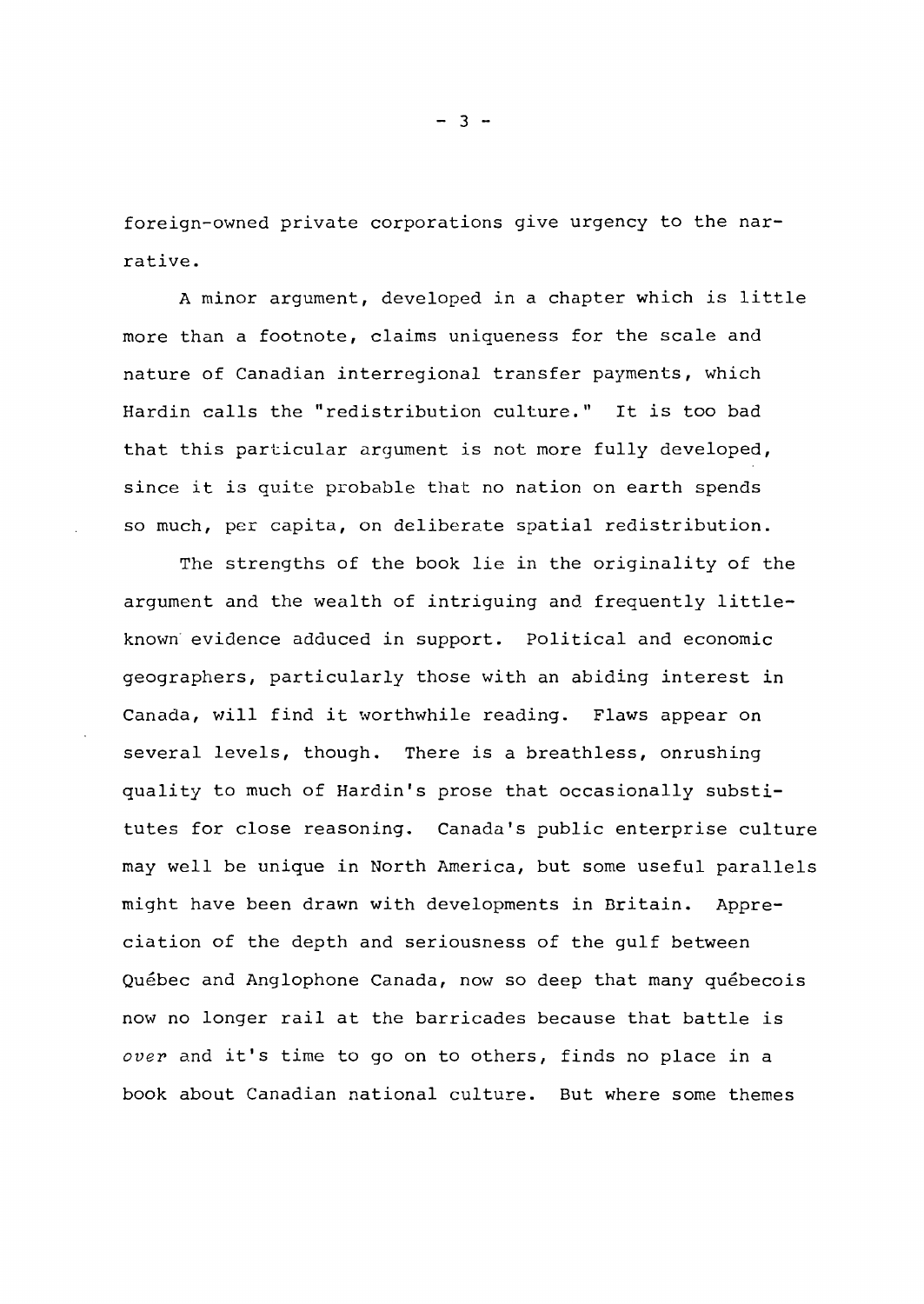foreign-owned private corporations give urgency to the narrative.

A minor argument, developed in a chapter which is little more than a footnote, claims uniqueness for the scale and nature of Canadian interregional transfer payments, which Hardin calls the "redistribution culture." It is too bad that this particular argument is not more fully developed, since it is quite probable that no nation on earth spends so much, per capita, on deliberate spatial redistribution.

The strengths of the book lie in the originality of the argument and the wealth of intriguing and frequently little-known evidence adduced in support. Political and economic geographers, particularly those with an abiding interest in Canada, will find it worthwhile reading. Flaws appear on several levels, though. There is a breathless, onrushing quality to much of Hardin's prose that occasionally substitutes for close reasoning. Canada's public enterprise culture may well be unique in North America, but some useful parallels might have been drawn with developments in Britain. Appreciation of the depth and seriousness of the gulf between Québec and Anglophone Canada, now so deep that many québecois now no longer rail at the barricades because that battle is *over* and it's time to go on to others, finds no place in a book about Canadian national culture. But where some themes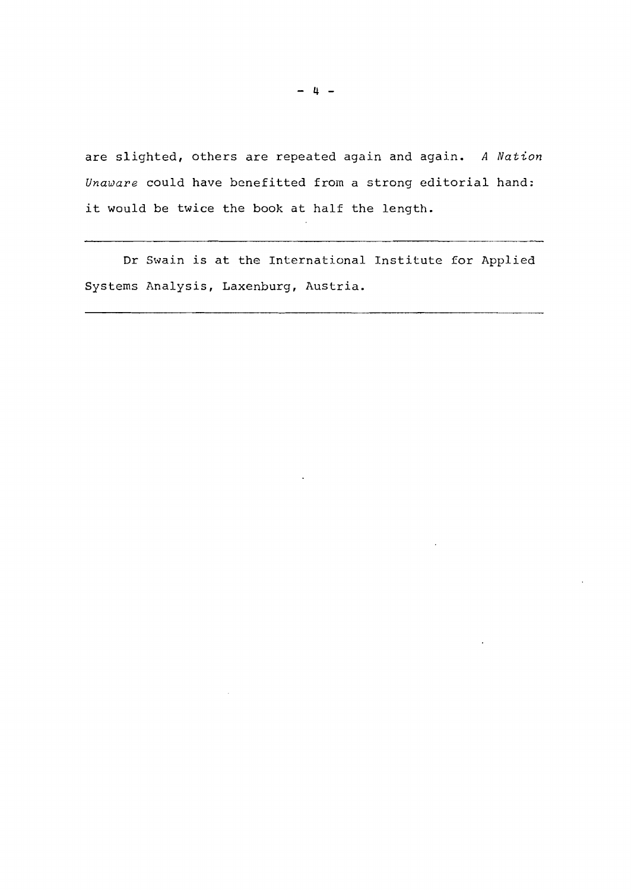are slighted, others are repeated again and again. *A Nation Unaware* could have benefitted from a strong editorial hand: it would be twice the book at half the length.

---

Dr Swain is at the International Institute for Applied Systems Analysis, Laxenburg, Austria.

---